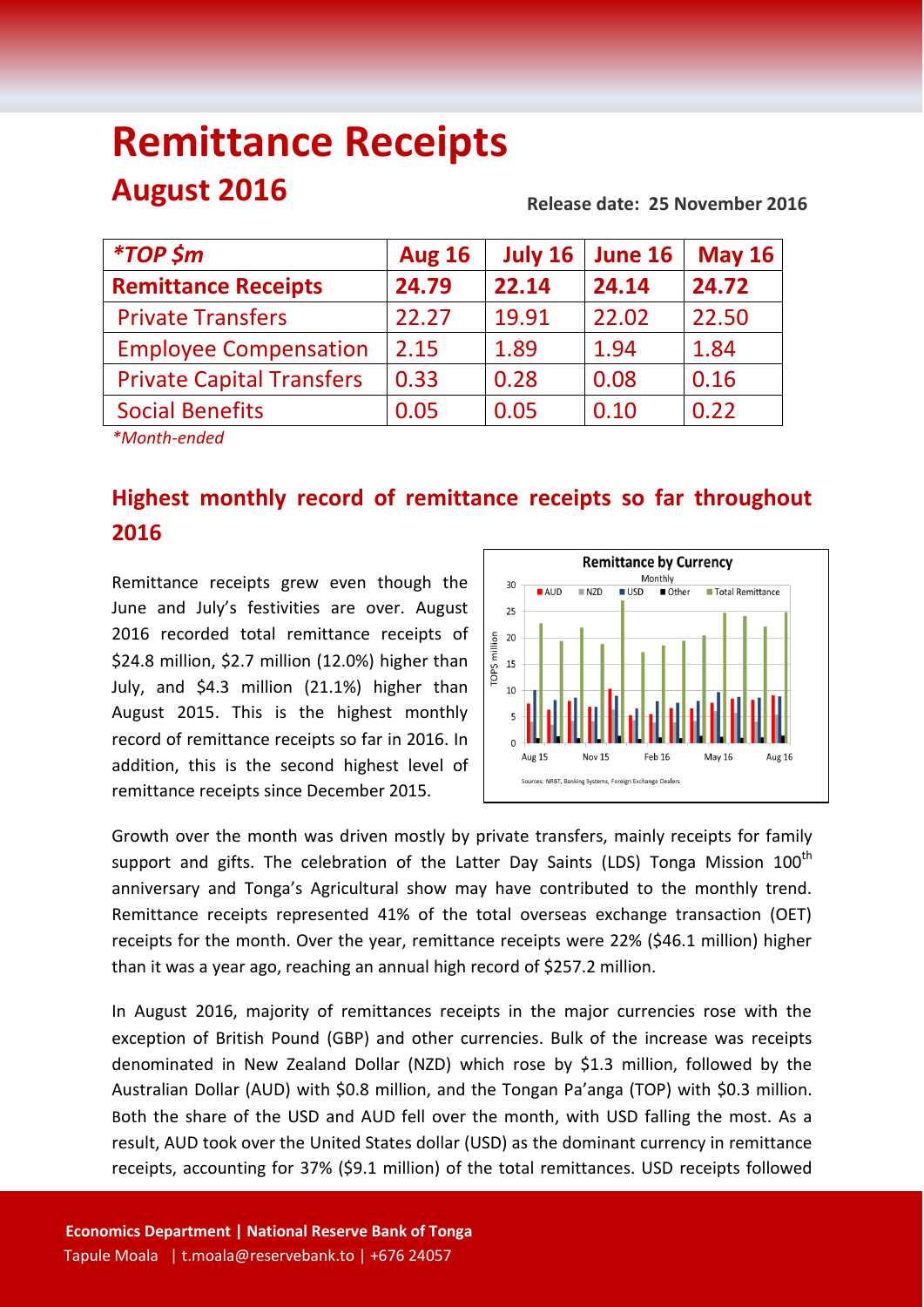# Remittance Receipts

## August 2016

**Release date: 25 November 2016**

| *TOP $m | Aug 16 | July 16 | June 16 | May 16 |
|---|---|---|---|---|
| **Remittance Receipts** | **24.79** | **22.14** | **24.14** | **24.72** |
| Private Transfers | 22.27 | 19.91 | 22.02 | 22.50 |
| Employee Compensation | 2.15 | 1.89 | 1.94 | 1.84 |
| Private Capital Transfers | 0.33 | 0.28 | 0.08 | 0.16 |
| Social Benefits | 0.05 | 0.05 | 0.10 | 0.22 |

*Month-ended*

## Highest monthly record of remittance receipts so far throughout 2016

Remittance receipts grew even though the June and July's festivities are over. August 2016 recorded total remittance receipts of $24.8 million, $2.7 million (12.0%) higher than July, and $4.3 million (21.1%) higher than August 2015. This the highest monthly record of remittance receipts so far in 2016. In addition, this is the second highest level of remittance receipts since December 2015.

**Remittance by Currency**
Monthly
AUD NZD USD Other Total Remittance
TOP$ million
30
25
20
15
10
5
0
Aug 15 Nov 15 Feb 16 May 16 Aug 16
Sources: NRBT, Banking Systems, Foreign Exchange Dealers

Growth over the month was driven mostly by private transfers, mainly receipts for family support and gifts. The celebration of the Latter Day Saints (LDS) Tonga Mission 100th anniversary and Tonga's Agricultural show may have contributed to the monthly trend. Remittance receipts represented 41% of the total overseas exchange transaction (OET) receipts for the month. Over the year, remittance receipts were 22% ($46.1 million) higher than it was a year ago, reaching an annual high record of $257.2 million.

In August 2016, majority of remittances receipts in the major currencies rose with the exception of British Pound (GBP) and other currencies. Bulk of the increase was receipts denominated in New Zealand Dollar (NZD) which rose by $1.3 million, followed by the Australian Dollar (AUD) with $0.8 million, and the Tongan Pa'anga (TOP) with $0.3 million. Both the share of the USD and AUD fell over the month, with USD falling the most. As a result, AUD took over the United States dollar (USD) as the dominant currency in remittance receipts, accounting for 37% ($9.1 million) of the total remittances. USD receipts followed

**Economics Department | National Reserve Bank of Tonga**
Tapule Moala | t.moala@reservebank.to | +676 24057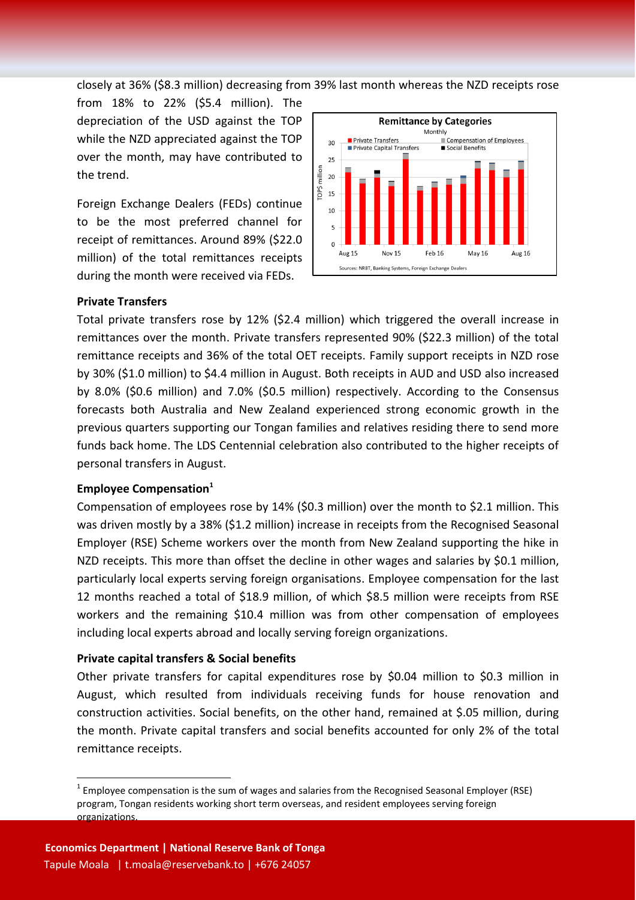closely at 36% ($8.3 million) decreasing from 39% last month whereas the NZD receipts rose from 18% to 22% ($5.4 million). The depreciation of the USD against the TOP while the NZD appreciated against the TOP over the month, may have contributed to the trend.

Foreign Exchange Dealers (FEDs) continue to be the most preferred channel for receipt of remittances. Around 89% ($22.0 million) of the total remittances receipts during the month were received via FEDs.

Remittance by Categories
Monthly
Private Transfers
Compensation of Employees
Private Capital Transfers
Social Benefits
TOP$ million
30
25
20
15
10
5
0
Aug 15
Nov 15
Feb 16
May 16
Aug 16
Sources: NRBT, Banking Systems, Foreign Exchange Dealers

**Private Transfers**

Total private transfers rose by 12% ($2.4 million) which triggered the overall increase in remittances over the month. Private transfers represented 90% ($22.3 million) of the total remittance receipts and 36% of the total OET receipts. Family support receipts in NZD rose by 30% ($1.0 million) to $4.4 million in August. Both receipts in AUD and USD also increased by 8.0% ($0.6 million) and 7.0% ($0.5 million) respectively. According to the Consensus forecasts both Australia and New Zealand experienced strong economic growth in the previous quarters supporting our Tongan families and relatives residing there to send more funds back home. The LDS Centennial celebration also contributed to the higher receipts of personal transfers in August.

**Employee Compensation[1]**

Compensation of employees rose by 14% ($0.3 million) over the month to $2.1 million. This was driven mostly by a 38% ($1.2 million) increase in receipts from the Recognised Seasonal Employer (RSE) Scheme workers over the month from New Zealand supporting the hike in NZD receipts. This more than offset the decline in other wages and salaries by $0.1 million, particularly local experts serving foreign organisations. Employee compensation for the last 12 months reached a total of $18.9 million, of which $8.5 million were receipts from RSE workers and the remaining $10.4 million was from other compensation of employees including local experts abroad and locally serving foreign organizations.

**Private capital transfers & Social benefits**

Other private transfers for capital expenditures rose by $0.04 million to $0.3 million in August, which resulted from individuals receiving funds for house renovation and construction activities. Social benefits, on the other hand, remained at $.05 million, during the month. Private capital transfers and social benefits accounted for only 2% of the total remittance receipts.

[1] Employee compensation is the sum of wages and salaries from the Recognised Seasonal Employer (RSE) program, Tongan residents working short term overseas, and resident employees serving foreign organizations.

**Economics Department | National Reserve Bank of Tonga**
Tapule Moala | t.moala@reservebank.to | +676 24057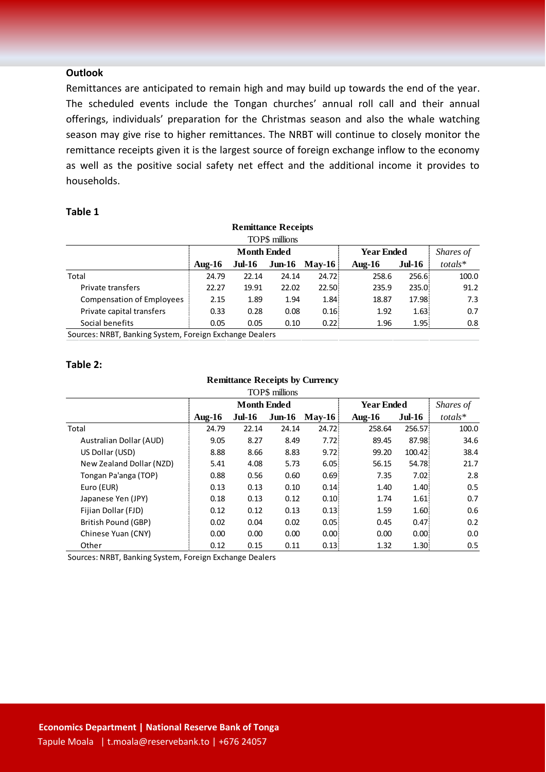**Outlook**

Remittances are anticipated to remain high and may build up towards the end of the year. The scheduled events include the Tongan churches' annual roll call and their annual offerings, individuals' preparation for the Christmas season and also the whale watching season may give rise to higher remittances. The NRBT will continue to closely monitor the remittance receipts given it is the largest source of foreign exchange inflow to the economy as well as the positive social safety net effect and the additional income it provides to households.

**Table 1**

**Remittance Receipts**

TOP$ millions

| | Month Ended | | | | Year Ended | | *Shares of* |
|---|---|---|---|---|---|---|---|
| | **Aug-16** | **Jul-16** | **Jun-16** | **May-16** | **Aug-16** | **Jul-16** | *totals** |
| Total | 24.79 | 22.14 | 24.14 | 24.72 | 258.6 | 256.6 | 100.0 |
| Private transfers | 22.27 | 19.91 | 22.02 | 22.50 | 235.9 | 235.0 | 91.2 |
| Compensation of Employees | 2.15 | 1.89 | 1.94 | 1.84 | 18.87 | 17.98 | 7.3 |
| Private capital transfers | 0.33 | 0.28 | 0.08 | 0.16 | 1.92 | 1.63 | 0.7 |
| Social benefits | 0.05 | 0.05 | 0.10 | 0.22 | 1.96 | 1.95 | 0.8 |

Sources: NRBT, Banking System, Foreign Exchange Dealers

**Table 2:**

**Remittance Receipts by Currency**

TOP$ millions

| | Month Ended | | | | Year Ended | | *Shares of* |
|---|---|---|---|---|---|---|---|
| | **Aug-16** | **Jul-16** | **Jun-16** | **May-16** | **Aug-16** | **Jul-16** | *totals** |
| Total | 24.79 | 22.14 | 24.14 | 24.72 | 258.64 | 256.57 | 100.0 |
| Australian Dollar (AUD) | 9.05 | 8.27 | 8.49 | 7.72 | 89.45 | 87.98 | 34.6 |
| US Dollar (USD) | 8.88 | 8.66 | 8.83 | 9.72 | 99.20 | 100.42 | 38.4 |
| New Zealand Dollar (NZD) | 5.41 | 4.08 | 5.73 | 6.05 | 56.15 | 54.78 | 21.7 |
| Tongan Pa'anga (TOP) | 0.88 | 0.56 | 0.60 | 0.69 | 7.35 | 7.02 | 2.8 |
| Euro (EUR) | 0.13 | 0.13 | 0.10 | 0.14 | 1.40 | 1.40 | 0.5 |
| Japanese Yen (JPY) | 0.18 | 0.13 | 0.12 | 0.10 | 1.74 | 1.61 | 0.7 |
| Fijian Dollar (FJD) | 0.12 | 0.12 | 0.13 | 0.13 | 1.59 | 1.60 | 0.6 |
| British Pound (GBP) | 0.02 | 0.04 | 0.02 | 0.05 | 0.45 | 0.47 | 0.2 |
| Chinese Yuan (CNY) | 0.00 | 0.00 | 0.00 | 0.00 | 0.00 | 0.00 | 0.0 |
| Other | 0.12 | 0.15 | 0.11 | 0.13 | 1.32 | 1.30 | 0.5 |

Sources: NRBT, Banking System, Foreign Exchange Dealers

**Economics Department | National Reserve Bank of Tonga**

Tapule Moala | t.moala@reservebank.to | +676 24057